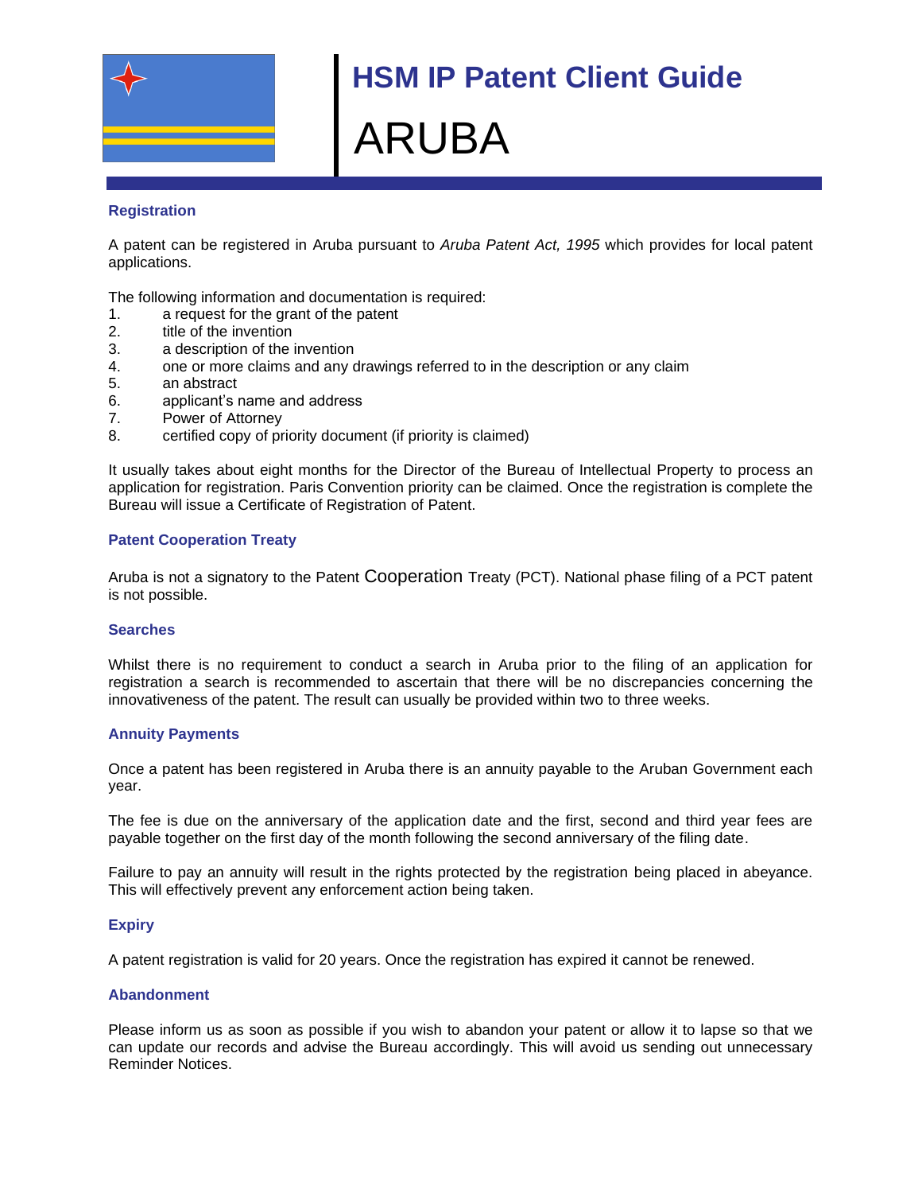# HSM IP Patent Client Guide

# ARUBA

## Registration

A patent can be registered in Aruba pursuant to *Aruba Patent Act, 1995* which provides for local patent applications.

The following information and documentation is required:

1. a request for the grant of the patent
2. title of the invention
3. a description of the invention
4. one or more claims and any drawings referred to in the description or any claim
5. an abstract
6. applicant's name and address
7. Power of Attorney
8. certified copy of priority document (if priority is claimed)

It usually takes about eight months for the Director of the Bureau of Intellectual Property to process an application for registration. Paris Convention priority can be claimed. Once the registration is complete the Bureau will issue a Certificate of Registration of Patent.

## Patent Cooperation Treaty

Aruba is not a signatory to the Patent Cooperation Treaty (PCT). National phase filing of a PCT patent is not possible.

## Searches

Whilst there is no requirement to conduct a search in Aruba prior to the filing of an application for registration a search is recommended to ascertain that there will be no discrepancies concerning the innovativeness of the patent. The result can usually be provided within two to three weeks.

## Annuity Payments

Once a patent has been registered in Aruba there is an annuity payable to the Aruban Government each year.

The fee is due on the anniversary of the application date and the first, second and third year fees are payable together on the first day of the month following the second anniversary of the filing date.

Failure to pay an annuity will result in the rights protected by the registration being placed in abeyance. This will effectively prevent any enforcement action being taken.

## Expiry

A patent registration is valid for 20 years. Once the registration has expired it cannot be renewed.

## Abandonment

Please inform us as soon as possible if you wish to abandon your patent or allow it to lapse so that we can update our records and advise the Bureau accordingly. This will avoid us sending out unnecessary Reminder Notices.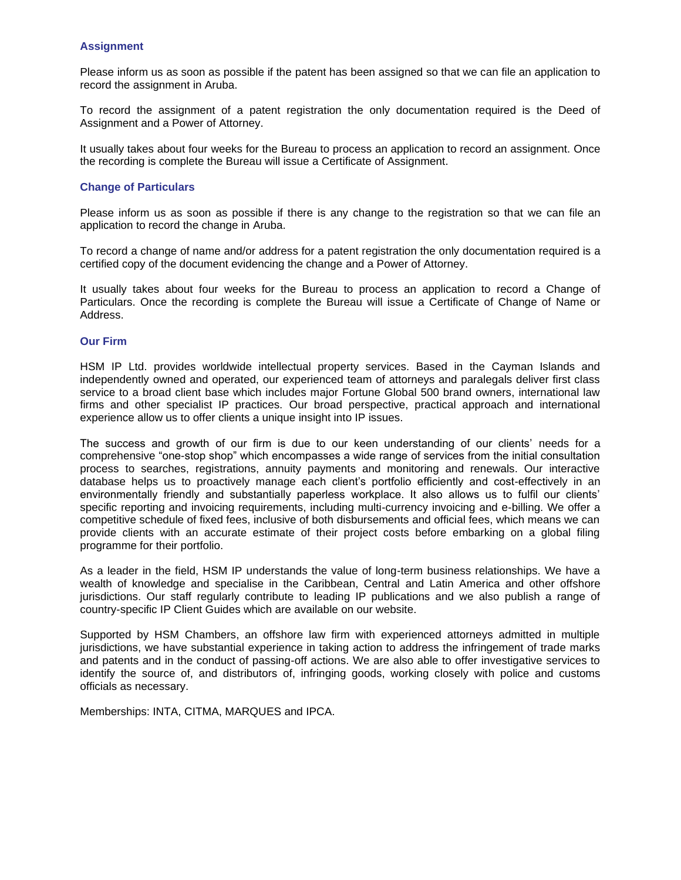## Assignment

Please inform us as soon as possible if the patent has been assigned so that we can file an application to record the assignment in Aruba.

To record the assignment of a patent registration the only documentation required is the Deed of Assignment and a Power of Attorney.

It usually takes about four weeks for the Bureau to process an application to record an assignment. Once the recording is complete the Bureau will issue a Certificate of Assignment.

## Change of Particulars

Please inform us as soon as possible if there is any change to the registration so that we can file an application to record the change in Aruba.

To record a change of name and/or address for a patent registration the only documentation required is a certified copy of the document evidencing the change and a Power of Attorney.

It usually takes about four weeks for the Bureau to process an application to record a Change of Particulars. Once the recording is complete the Bureau will issue a Certificate of Change of Name or Address.

## Our Firm

HSM IP Ltd. provides worldwide intellectual property services. Based in the Cayman Islands and independently owned and operated, our experienced team of attorneys and paralegals deliver first class service to a broad client base which includes major Fortune Global 500 brand owners, international law firms and other specialist IP practices. Our broad perspective, practical approach and international experience allow us to offer clients a unique insight into IP issues.

The success and growth of our firm is due to our keen understanding of our clients' needs for a comprehensive "one-stop shop" which encompasses a wide range of services from the initial consultation process to searches, registrations, annuity payments and monitoring and renewals. Our interactive database helps us to proactively manage each client's portfolio efficiently and cost-effectively in an environmentally friendly and substantially paperless workplace. It also allows us to fulfil our clients' specific reporting and invoicing requirements, including multi-currency invoicing and e-billing. We offer a competitive schedule of fixed fees, inclusive of both disbursements and official fees, which means we can provide clients with an accurate estimate of their project costs before embarking on a global filing programme for their portfolio.

As a leader in the field, HSM IP understands the value of long-term business relationships. We have a wealth of knowledge and specialise in the Caribbean, Central and Latin America and other offshore jurisdictions. Our staff regularly contribute to leading IP publications and we also publish a range of country-specific IP Client Guides which are available on our website.

Supported by HSM Chambers, an offshore law firm with experienced attorneys admitted in multiple jurisdictions, we have substantial experience in taking action to address the infringement of trade marks and patents and in the conduct of passing-off actions. We are also able to offer investigative services to identify the source of, and distributors of, infringing goods, working closely with police and customs officials as necessary.

Memberships: INTA, CITMA, MARQUES and IPCA.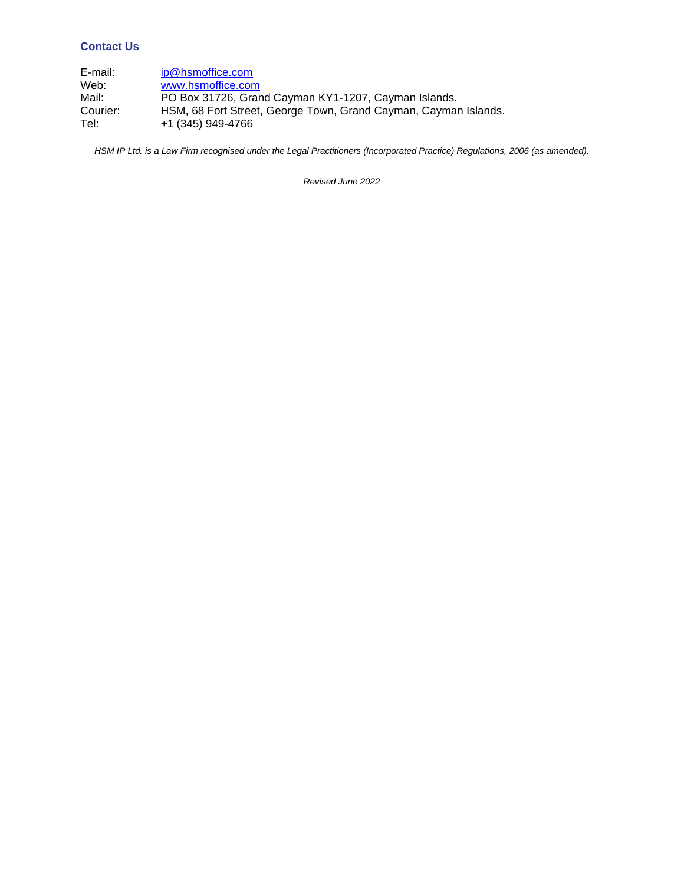## Contact Us

| | |
|---|---|
| E-mail: | ip@hsmoffice.com |
| Web: | www.hsmoffice.com |
| Mail: | PO Box 31726, Grand Cayman KY1-1207, Cayman Islands. |
| Courier: | HSM, 68 Fort Street, George Town, Grand Cayman, Cayman Islands. |
| Tel: | +1 (345) 949-4766 |

*HSM IP Ltd. is a Law Firm recognised under the Legal Practitioners (Incorporated Practice) Regulations, 2006 (as amended).*

*Revised June 2022*